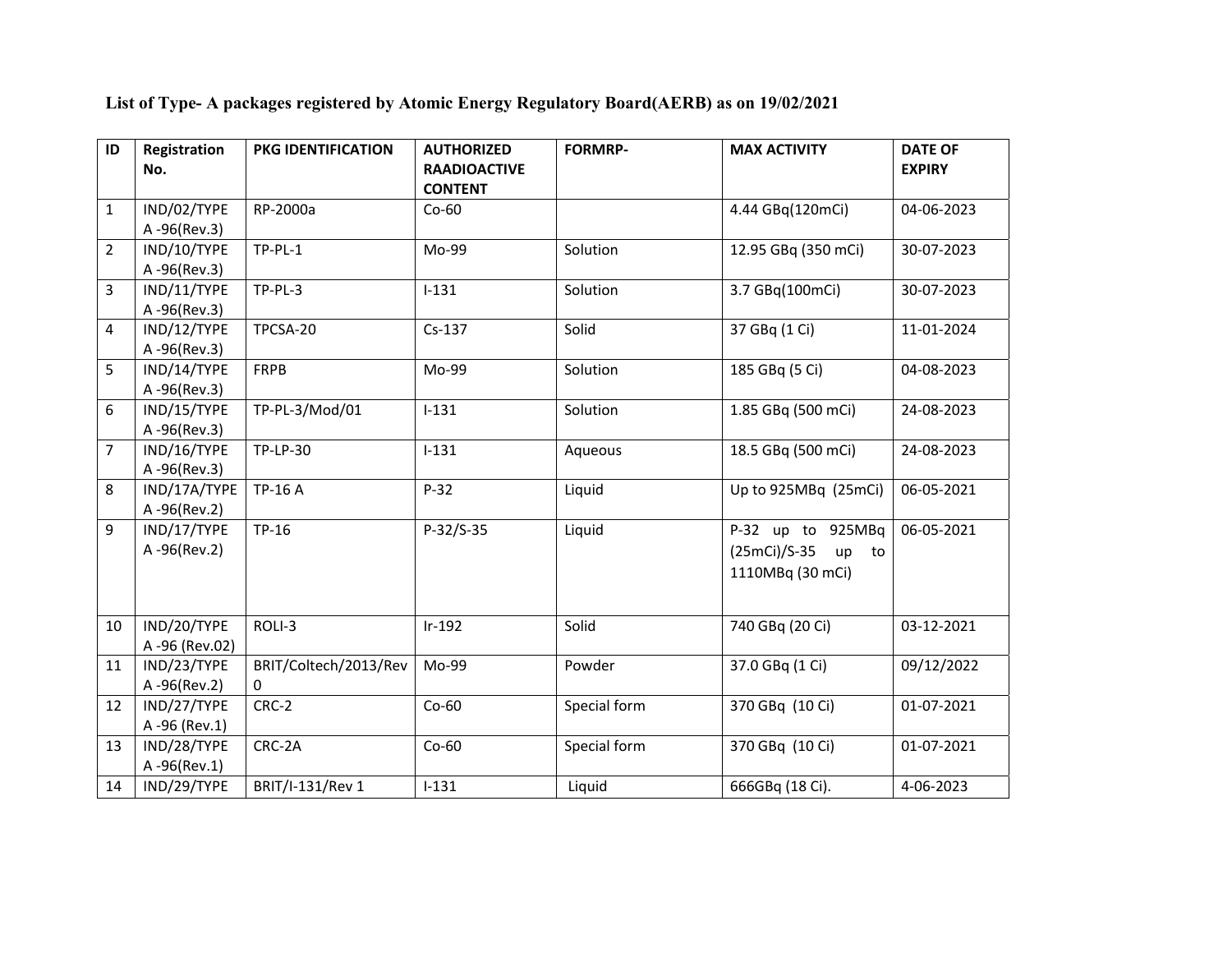**List of Type- A packages registered by Atomic Energy Regulatory Board(AERB) as on 19/02/2021**

| ID | Registration No. | PKG IDENTIFICATION | AUTHORIZED RAADIOACTIVE CONTENT | FORMRP- | MAX ACTIVITY | DATE OF EXPIRY |
|---|---|---|---|---|---|---|
| 1 | IND/02/TYPE A -96(Rev.3) | RP-2000a | Co-60 | | 4.44 GBq(120mCi) | 04-06-2023 |
| 2 | IND/10/TYPE A -96(Rev.3) | TP-PL-1 | Mo-99 | Solution | 12.95 GBq (350 mCi) | 30-07-2023 |
| 3 | IND/11/TYPE A -96(Rev.3) | TP-PL-3 | I-131 | Solution | 3.7 GBq(100mCi) | 30-07-2023 |
| 4 | IND/12/TYPE A -96(Rev.3) | TPCSA-20 | Cs-137 | Solid | 37 GBq (1 Ci) | 11-01-2024 |
| 5 | IND/14/TYPE A -96(Rev.3) | FRPB | Mo-99 | Solution | 185 GBq (5 Ci) | 04-08-2023 |
| 6 | IND/15/TYPE A -96(Rev.3) | TP-PL-3/Mod/01 | I-131 | Solution | 1.85 GBq (500 mCi) | 24-08-2023 |
| 7 | IND/16/TYPE A -96(Rev.3) | TP-LP-30 | I-131 | Aqueous | 18.5 GBq (500 mCi) | 24-08-2023 |
| 8 | IND/17A/TYPE A -96(Rev.2) | TP-16 A | P-32 | Liquid | Up to 925MBq (25mCi) | 06-05-2021 |
| 9 | IND/17/TYPE A -96(Rev.2) | TP-16 | P-32/S-35 | Liquid | P-32 up to 925MBq (25mCi)/S-35 up to 1110MBq (30 mCi) | 06-05-2021 |
| 10 | IND/20/TYPE A -96 (Rev.02) | ROLI-3 | Ir-192 | Solid | 740 GBq (20 Ci) | 03-12-2021 |
| 11 | IND/23/TYPE A -96(Rev.2) | BRIT/Coltech/2013/Rev 0 | Mo-99 | Powder | 37.0 GBq (1 Ci) | 09/12/2022 |
| 12 | IND/27/TYPE A -96 (Rev.1) | CRC-2 | Co-60 | Special form | 370 GBq (10 Ci) | 01-07-2021 |
| 13 | IND/28/TYPE A -96(Rev.1) | CRC-2A | Co-60 | Special form | 370 GBq (10 Ci) | 01-07-2021 |
| 14 | IND/29/TYPE | BRIT/I-131/Rev 1 | I-131 | Liquid | 666GBq (18 Ci). | 4-06-2023 |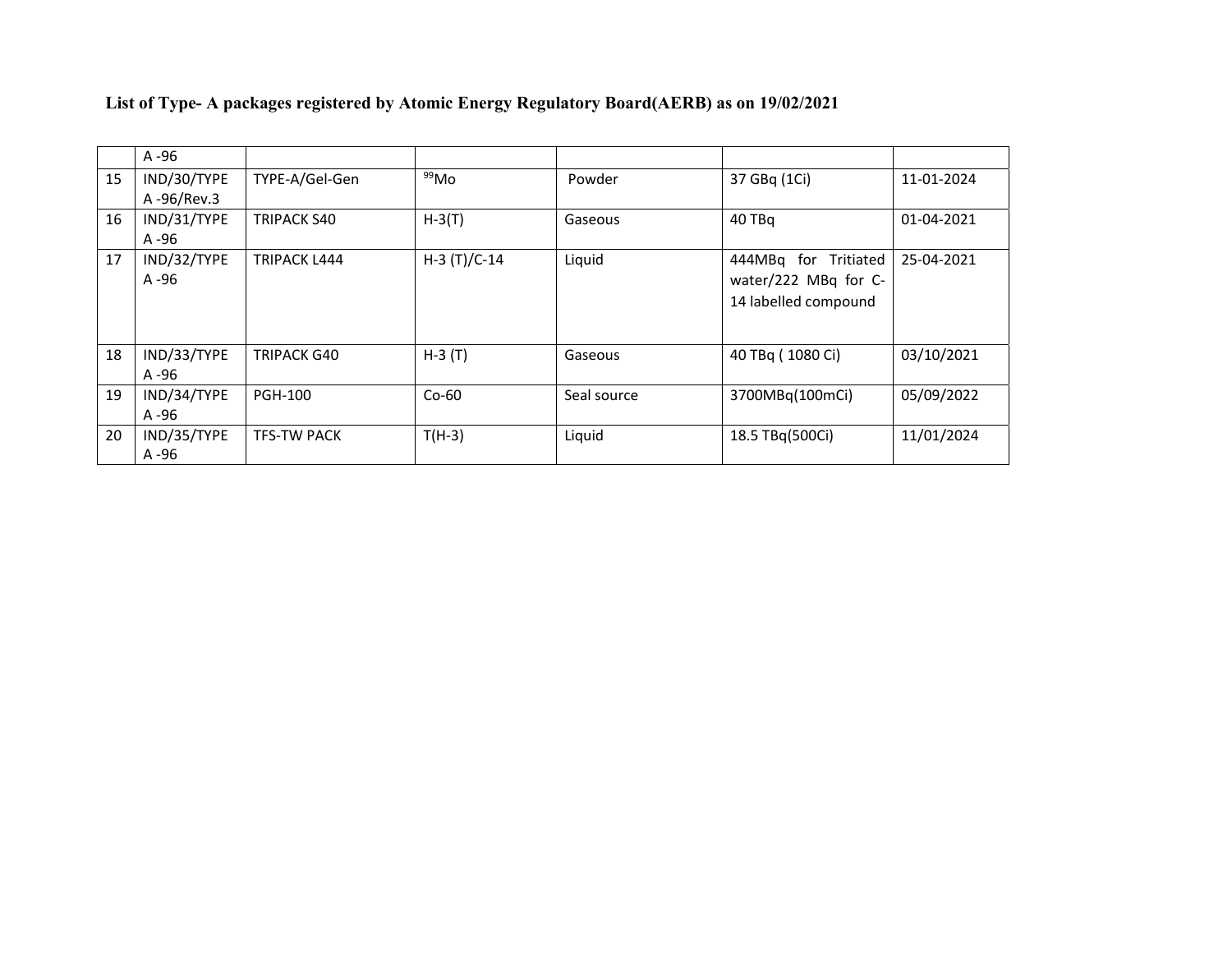**List of Type- A packages registered by Atomic Energy Regulatory Board(AERB) as on 19/02/2021**

| | | | | | | |
|---|---|---|---|---|---|---|
| | A -96 | | | | | |
| 15 | IND/30/TYPE A -96/Rev.3 | TYPE-A/Gel-Gen | $^{99}$Mo | Powder | 37 GBq (1Ci) | 11-01-2024 |
| 16 | IND/31/TYPE A -96 | TRIPACK S40 | H-3(T) | Gaseous | 40 TBq | 01-04-2021 |
| 17 | IND/32/TYPE A -96 | TRIPACK L444 | H-3 (T)/C-14 | Liquid | 444MBq for Tritiated water/222 MBq for C-14 labelled compound | 25-04-2021 |
| 18 | IND/33/TYPE A -96 | TRIPACK G40 | H-3 (T) | Gaseous | 40 TBq ( 1080 Ci) | 03/10/2021 |
| 19 | IND/34/TYPE A -96 | PGH-100 | Co-60 | Seal source | 3700MBq(100mCi) | 05/09/2022 |
| 20 | IND/35/TYPE A -96 | TFS-TW PACK | T(H-3) | Liquid | 18.5 TBq(500Ci) | 11/01/2024 |